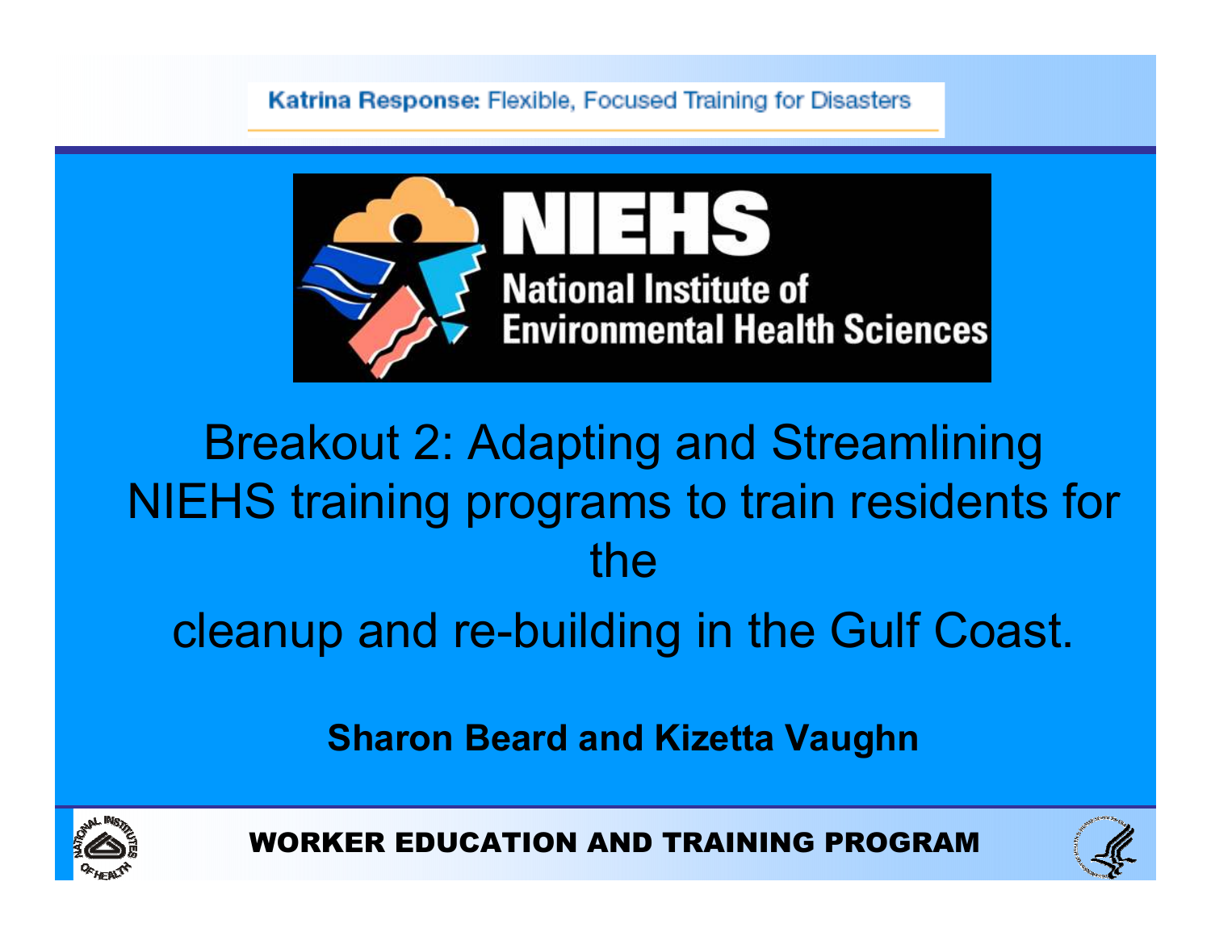Katrina Response: Flexible, Focused Training for Disasters

NIEHS

National Institute of Environmental Health Sciences

# Breakout 2: Adapting and Streamlining NIEHS training programs to train residents for the cleanup and re-building in the Gulf Coast.

**Sharon Beard and Kizetta Vaughn**

WORKER EDUCATION AND TRAINING PROGRAM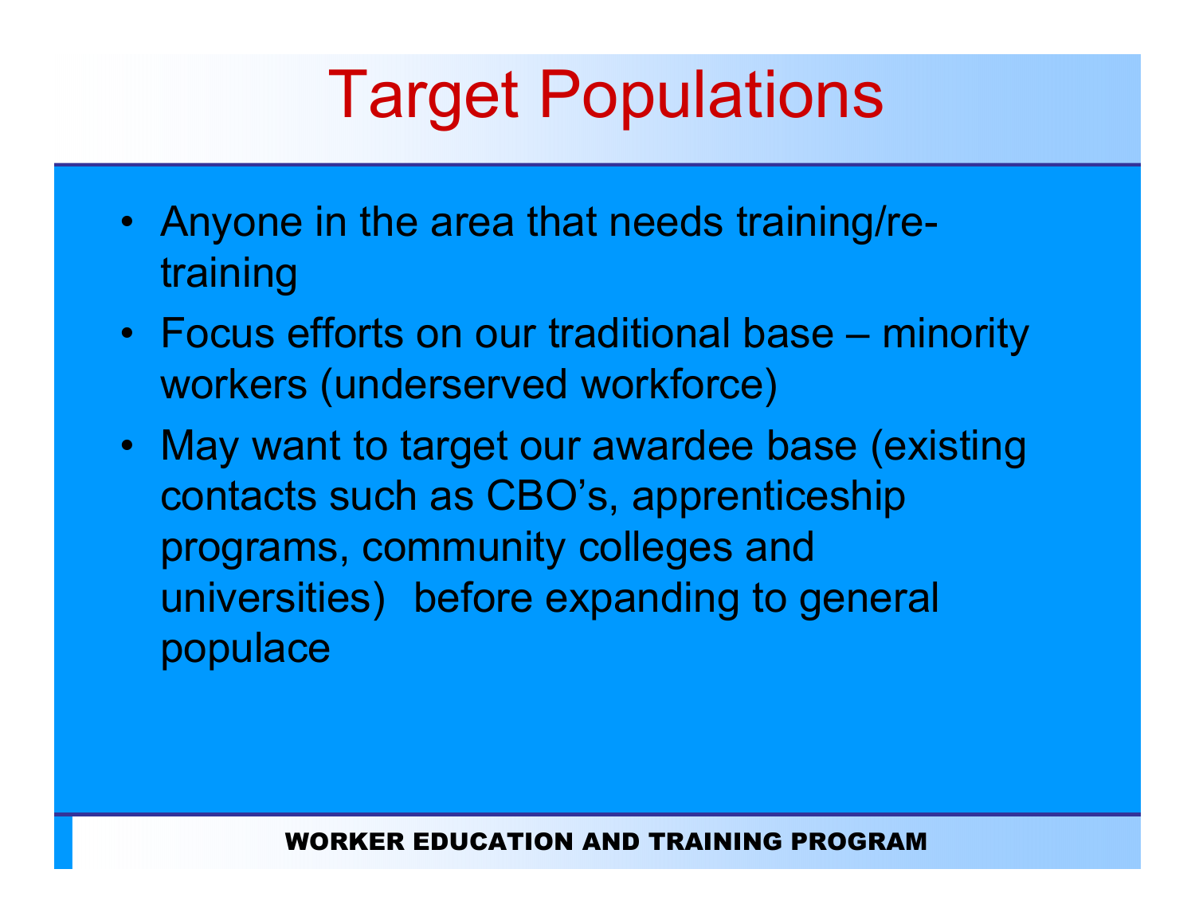# Target Populations

- Anyone in the area that needs training/re-training
- Focus efforts on our traditional base – minority workers (underserved workforce)
- May want to target our awardee base (existing contacts such as CBO's, apprenticeship programs, community colleges and universities) before expanding to general populace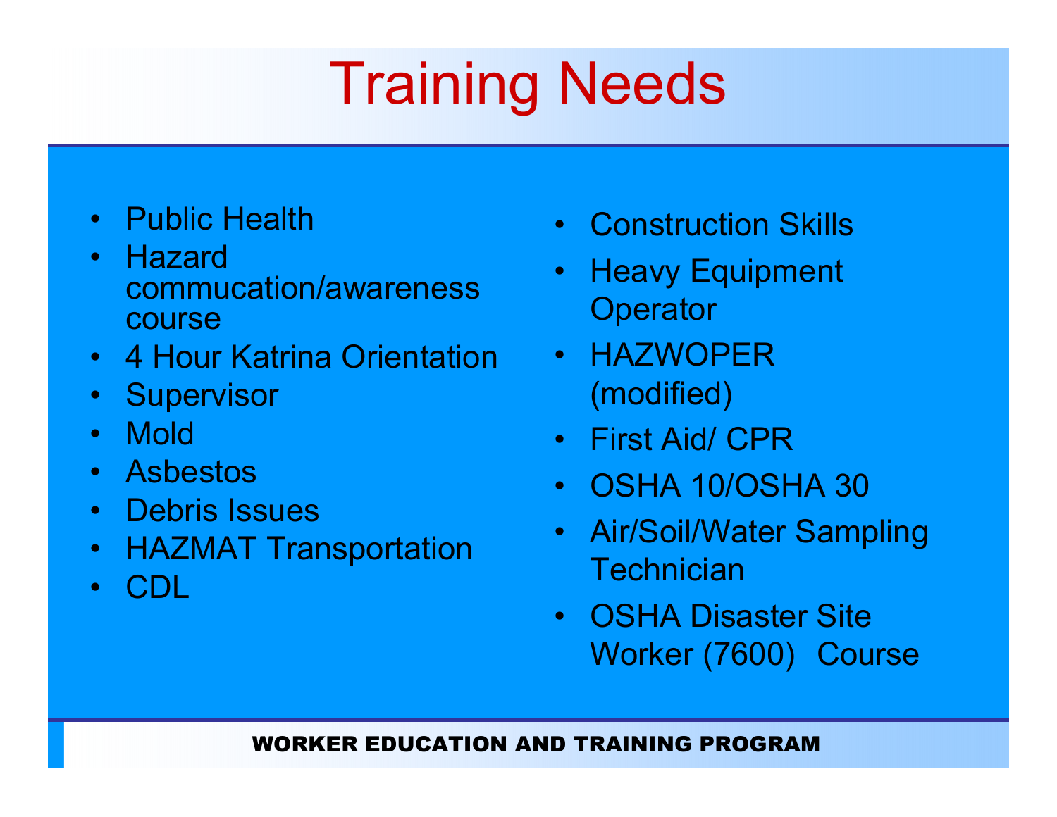# Training Needs

- Public Health
- Hazard commucation/awareness course
- 4 Hour Katrina Orientation
- Supervisor
- Mold
- Asbestos
- Debris Issues
- HAZMAT Transportation
- CDL
- Construction Skills
- Heavy Equipment Operator
- HAZWOPER (modified)
- First Aid/ CPR
- OSHA 10/OSHA 30
- Air/Soil/Water Sampling Technician
- OSHA Disaster Site Worker (7600) Course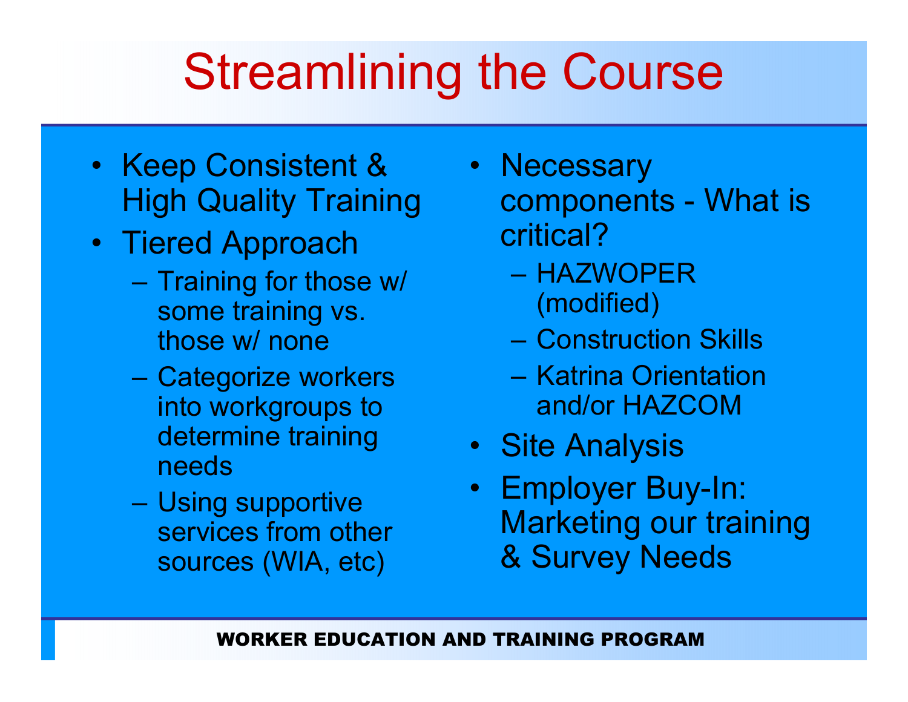# Streamlining the Course

- Keep Consistent & High Quality Training
- Tiered Approach
  - Training for those w/ some training vs. those w/ none
  - Categorize workers into workgroups to determine training needs
  - Using supportive services from other sources (WIA, etc)
- Necessary components - What is critical?
  - HAZWOPER (modified)
  - Construction Skills
  - Katrina Orientation and/or HAZCOM
- Site Analysis
- Employer Buy-In: Marketing our training & Survey Needs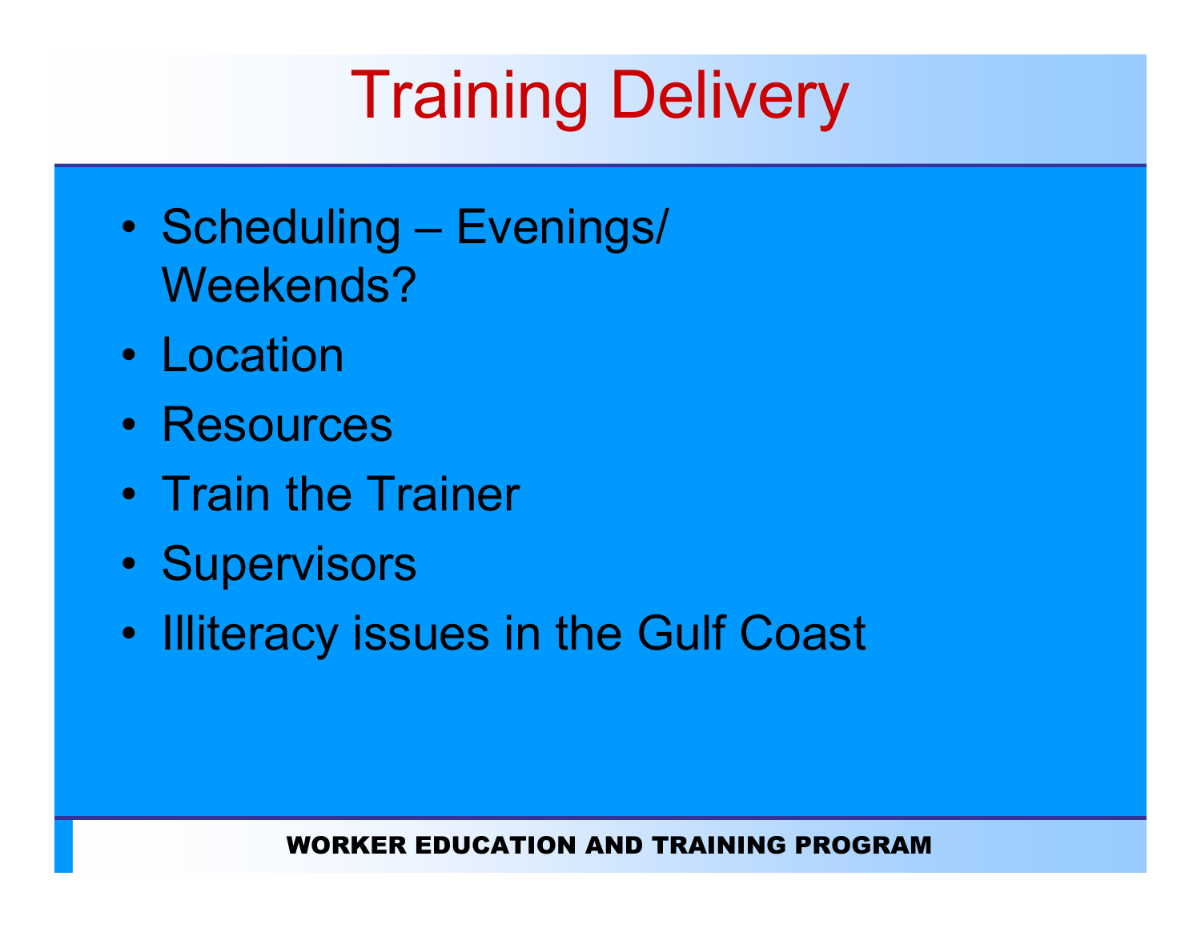# Training Delivery

- Scheduling – Evenings/ Weekends?
- Location
- Resources
- Train the Trainer
- Supervisors
- Illiteracy issues in the Gulf Coast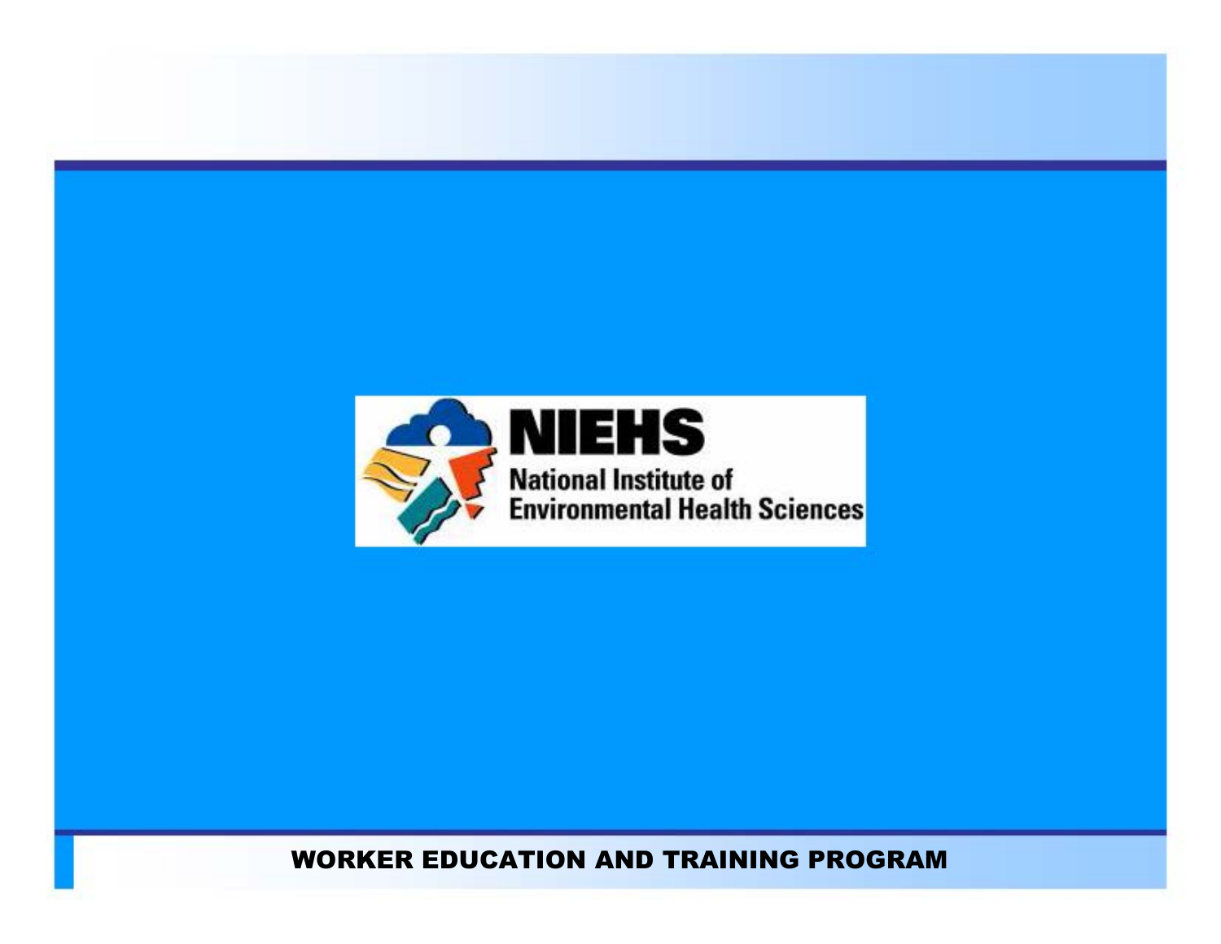**NIEHS**

National Institute of Environmental Health Sciences

WORKER EDUCATION AND TRAINING PROGRAM